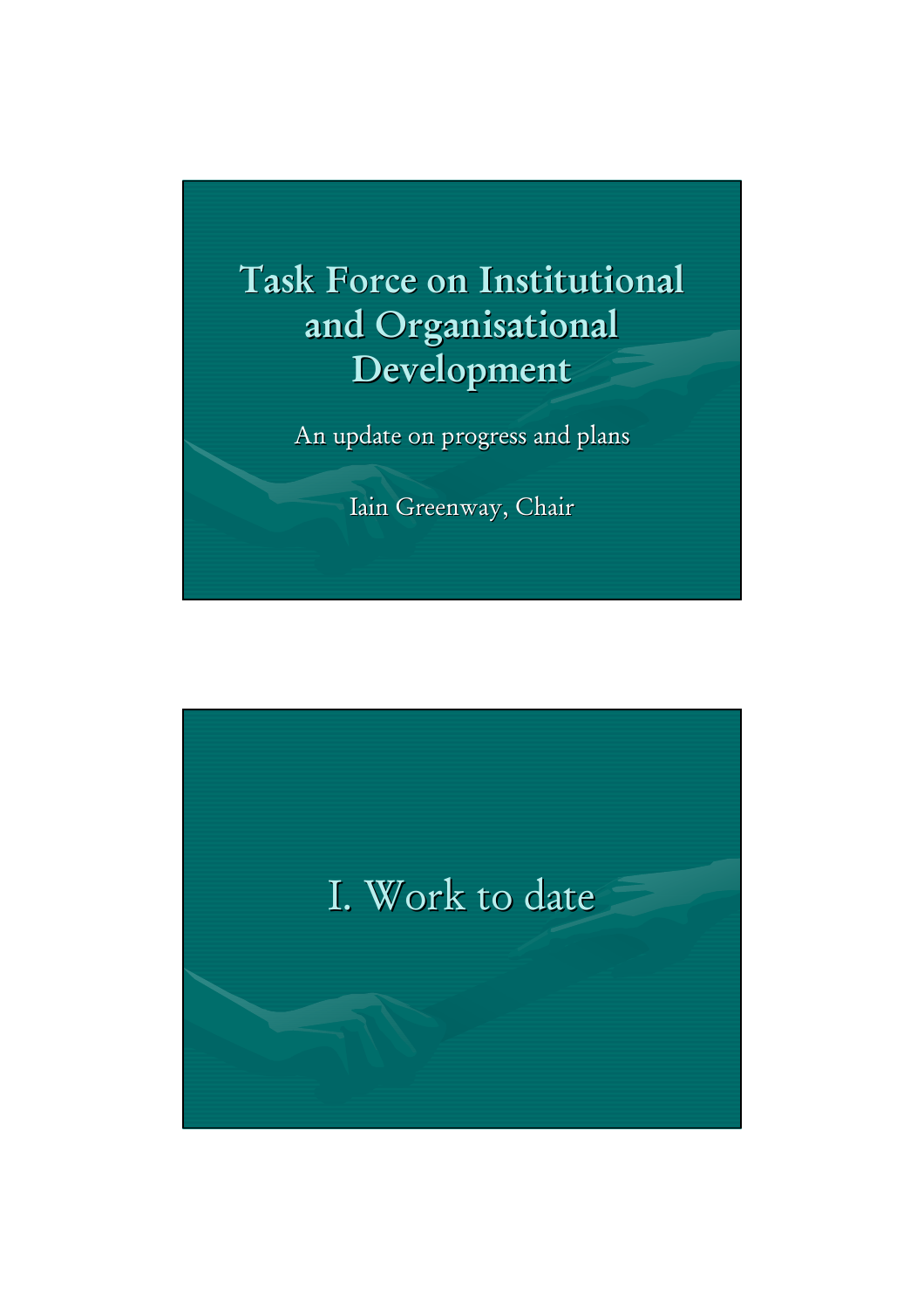# Task Force on Institutional and Organisational Development

An update on progress and plans

Iain Greenway, Chair

# I. Work to date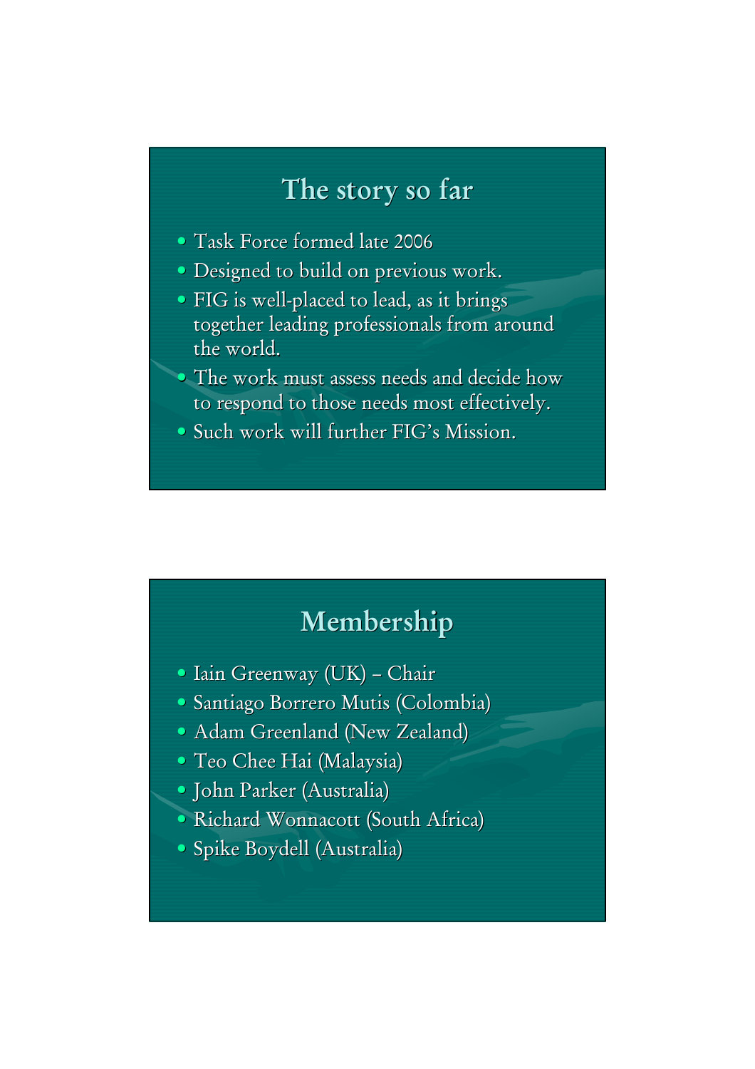## The story so far

- Task Force formed late 2006
- Designed to build on previous work.
- FIG is well-placed to lead, as it brings together leading professionals from around the world.
- The work must assess needs and decide how to respond to those needs most effectively.
- Such work will further FIG's Mission.

## Membership

- Iain Greenway (UK) – Chair
- Santiago Borrero Mutis (Colombia)
- Adam Greenland (New Zealand)
- Teo Chee Hai (Malaysia)
- John Parker (Australia)
- Richard Wonnacott (South Africa)
- Spike Boydell (Australia)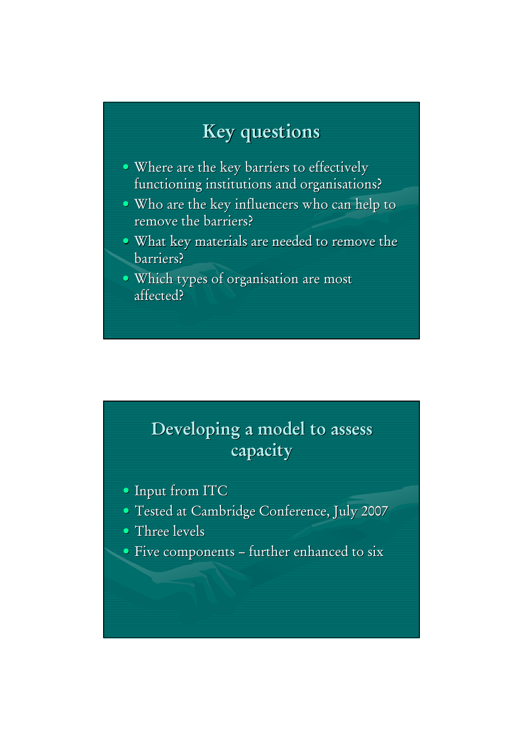## Key questions

- Where are the key barriers to effectively functioning institutions and organisations?
- Who are the key influencers who can help to remove the barriers?
- What key materials are needed to remove the barriers?
- Which types of organisation are most affected?

## Developing a model to assess capacity

- Input from ITC
- Tested at Cambridge Conference, July 2007
- Three levels
- Five components – further enhanced to six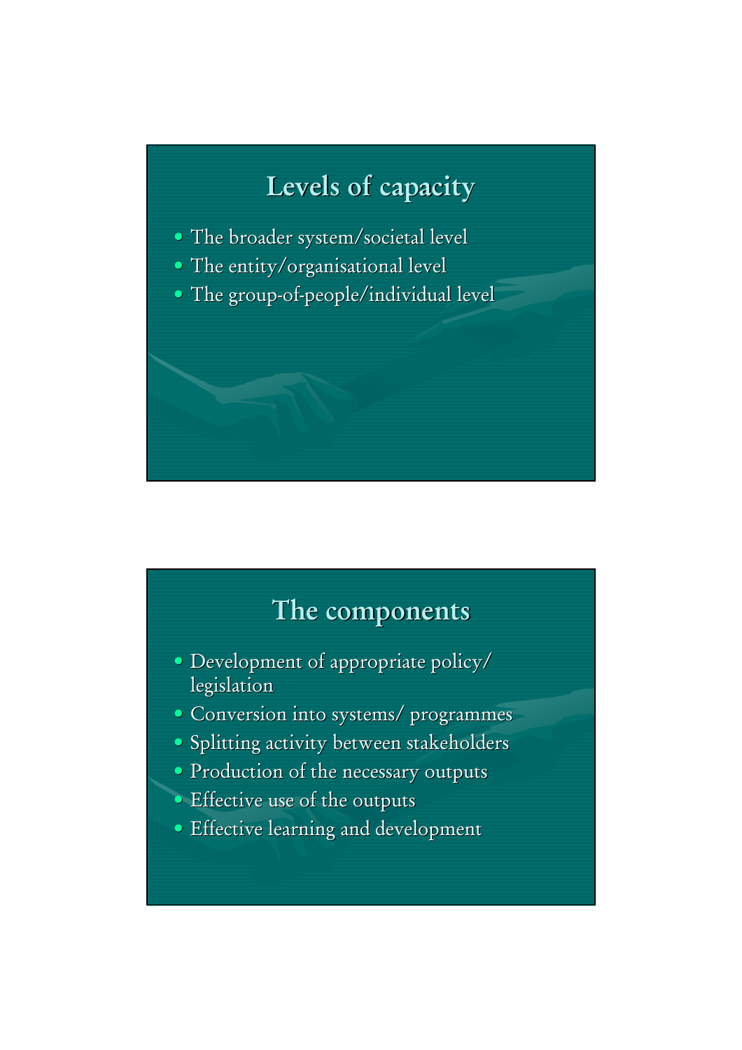## Levels of capacity

- The broader system/societal level
- The entity/organisational level
- The group-of-people/individual level

## The components

- Development of appropriate policy/ legislation
- Conversion into systems/ programmes
- Splitting activity between stakeholders
- Production of the necessary outputs
- Effective use of the outputs
- Effective learning and development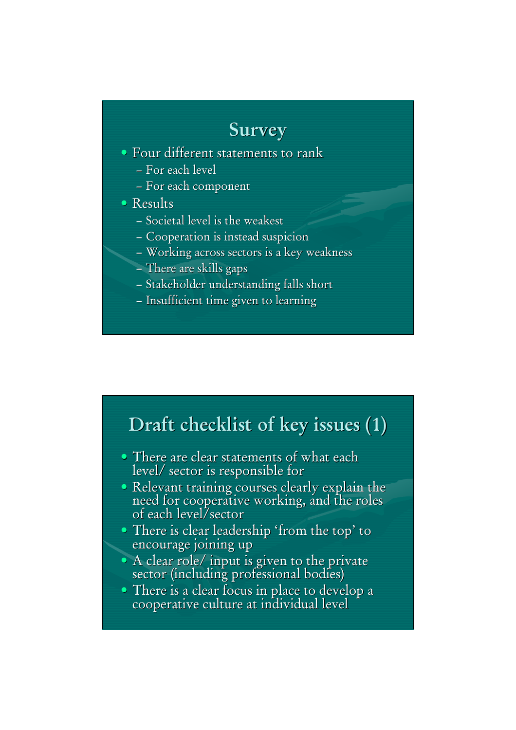## Survey

- Four different statements to rank
  - For each level
  - For each component
- Results
  - Societal level is the weakest
  - Cooperation is instead suspicion
  - Working across sectors is a key weakness
  - There are skills gaps
  - Stakeholder understanding falls short
  - Insufficient time given to learning

## Draft checklist of key issues (1)

- There are clear statements of what each level/ sector is responsible for
- Relevant training courses clearly explain the need for cooperative working, and the roles of each level/sector
- There is clear leadership 'from the top' to encourage joining up
- A clear role/ input is given to the private sector (including professional bodies)
- There is a clear focus in place to develop a cooperative culture at individual level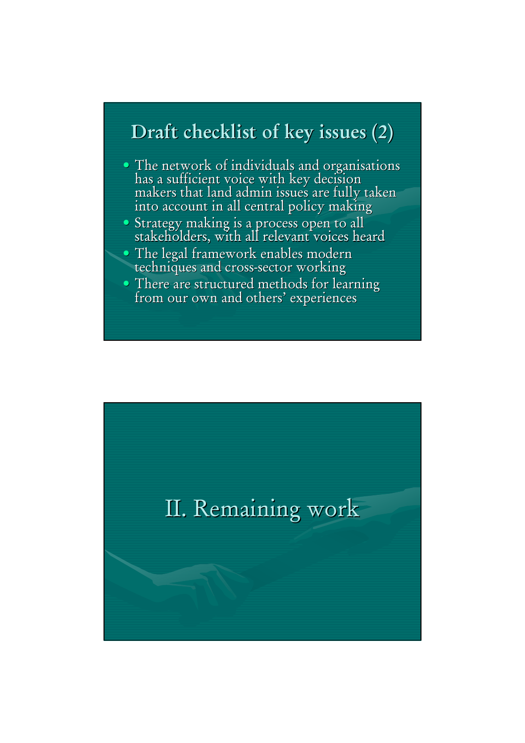## Draft checklist of key issues (2)

- The network of individuals and organisations has a sufficient voice with key decision makers that land admin issues are fully taken into account in all central policy making
- Strategy making is a process open to all stakeholders, with all relevant voices heard
- The legal framework enables modern techniques and cross-sector working
- There are structured methods for learning from our own and others' experiences

# II. Remaining work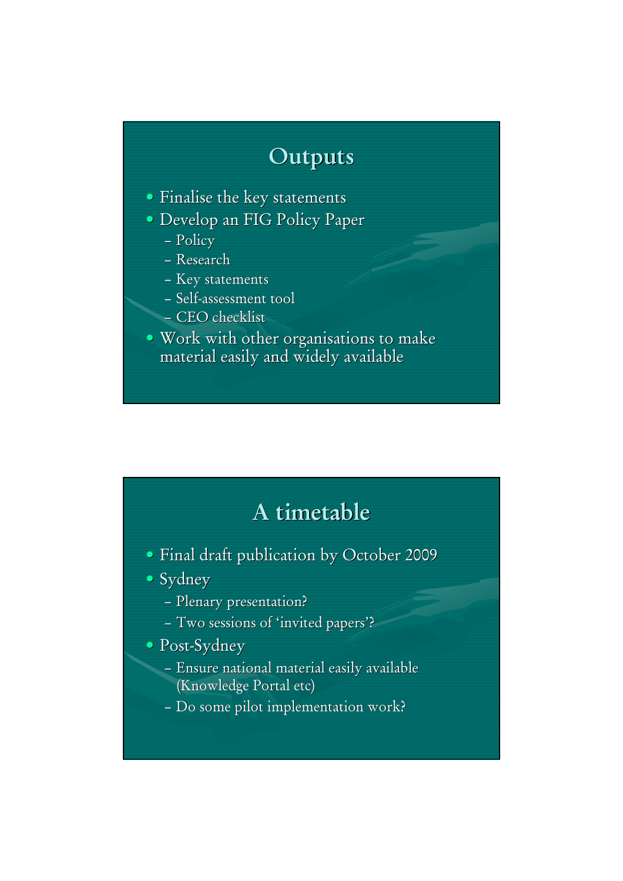## Outputs

- Finalise the key statements
- Develop an FIG Policy Paper
  - Policy
  - Research
  - Key statements
  - Self-assessment tool
  - CEO checklist
- Work with other organisations to make material easily and widely available

## A timetable

- Final draft publication by October 2009
- Sydney
  - Plenary presentation?
  - Two sessions of 'invited papers'?
- Post-Sydney
  - Ensure national material easily available (Knowledge Portal etc)
  - Do some pilot implementation work?